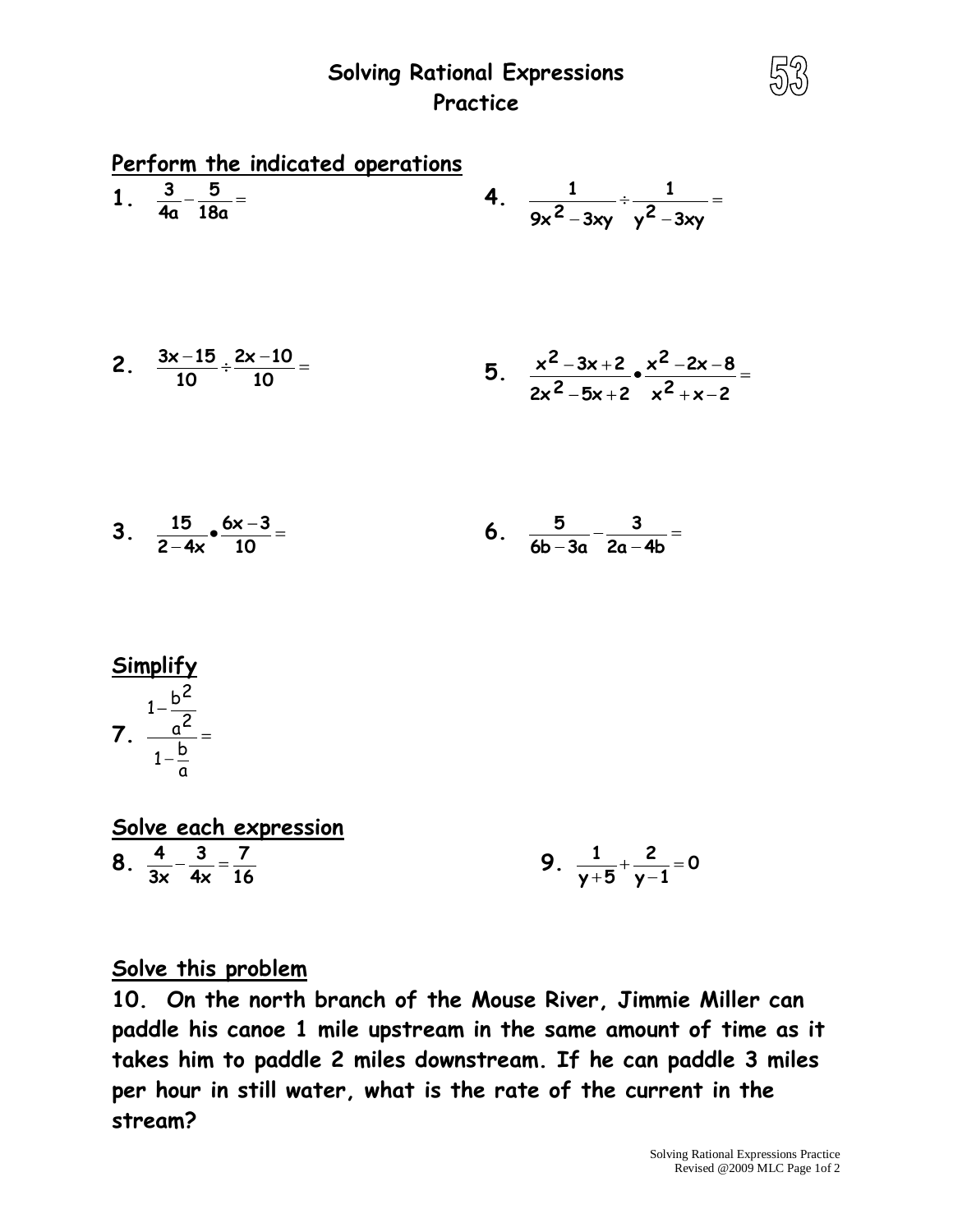# Solving Rational Expressions Practice

53

## Perform the indicated operations

**1.** $\frac{3}{4a} - \frac{5}{18a} =$

**4.** $\frac{1}{9x^2 - 3xy} \div \frac{1}{y^2 - 3xy} =$

**2.** $\frac{3x - 15}{10} \div \frac{2x - 10}{10} =$

**5.** $\frac{x^2 - 3x + 2}{2x^2 - 5x + 2} \bullet \frac{x^2 - 2x - 8}{x^2 + x - 2} =$

**3.** $\frac{15}{2 - 4x} \bullet \frac{6x - 3}{10} =$

**6.** $\frac{5}{6b - 3a} - \frac{3}{2a - 4b} =$

## Simplify

**7.** $\frac{1 - \frac{b^2}{a^2}}{1 - \frac{b}{a}} =$

## Solve each expression

**8.** $\frac{4}{3x} - \frac{3}{4x} = \frac{7}{16}$

**9.** $\frac{1}{y + 5} + \frac{2}{y - 1} = 0$

## Solve this problem

**10. On the north branch of the Mouse River, Jimmie Miller can paddle his canoe 1 mile upstream in the same amount of time as it takes him to paddle 2 miles downstream. If he can paddle 3 miles per hour in still water, what is the rate of the current in the stream?**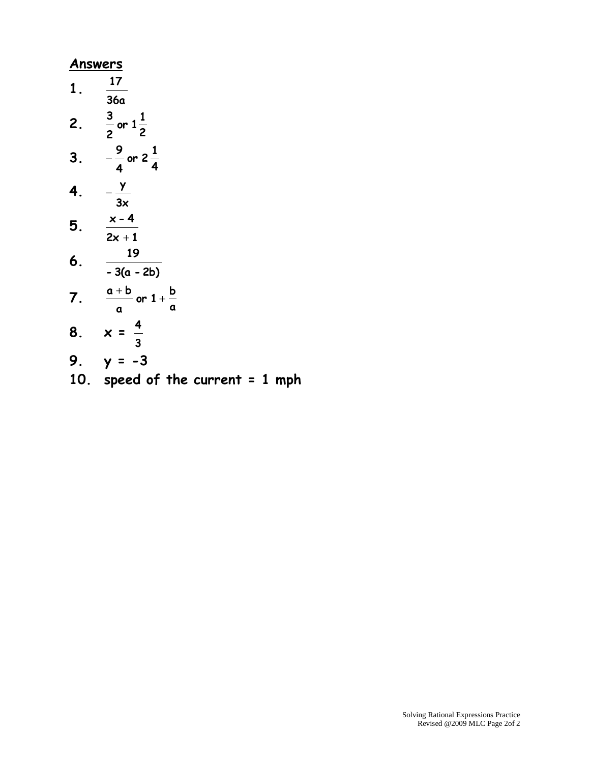## Answers

1. $\frac{17}{36a}$
2. $\frac{3}{2}$ or $1\frac{1}{2}$
3. $-\frac{9}{4}$ or $2\frac{1}{4}$
4. $-\frac{y}{3x}$
5. $\frac{x - 4}{2x + 1}$
6. $\frac{19}{-3(a - 2b)}$
7. $\frac{a + b}{a}$ or $1 + \frac{b}{a}$
8. $x = \frac{4}{3}$
9. $y = -3$
10. speed of the current = 1 mph